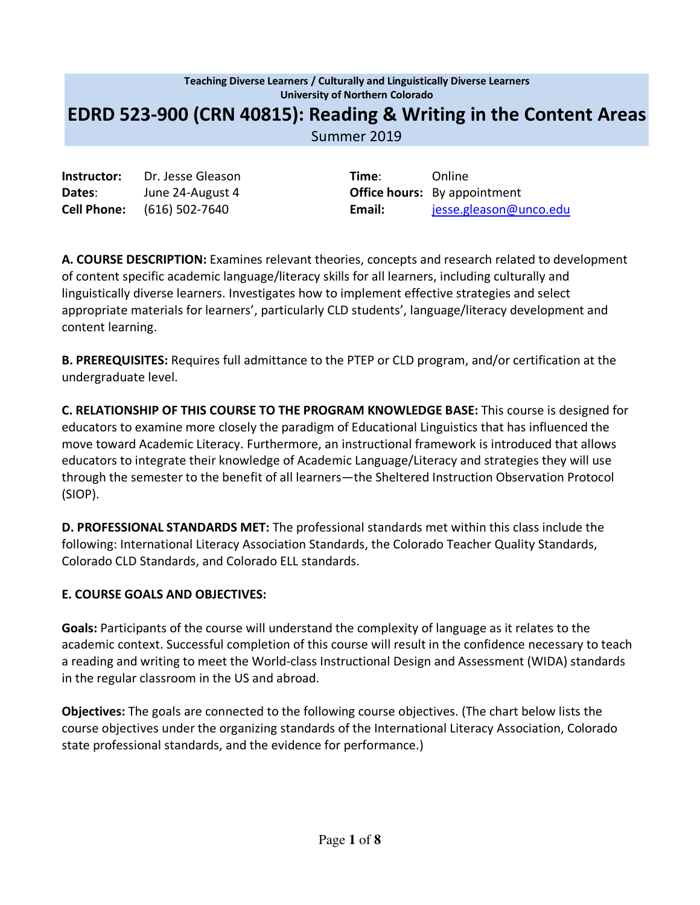**Teaching Diverse Learners / Culturally and Linguistically Diverse Learners**
**University of Northern Colorado**

# EDRD 523-900 (CRN 40815): Reading & Writing in the Content Areas

Summer 2019

| | | | |
|---|---|---|---|
| **Instructor:** | Dr. Jesse Gleason | **Time**: | Online |
| **Dates**: | June 24-August 4 | **Office hours:** | By appointment |
| **Cell Phone:** | (616) 502-7640 | **Email:** | jesse.gleason@unco.edu |

**A. COURSE DESCRIPTION:** Examines relevant theories, concepts and research related to development of content specific academic language/literacy skills for all learners, including culturally and linguistically diverse learners. Investigates how to implement effective strategies and select appropriate materials for learners', particularly CLD students', language/literacy development and content learning.

**B. PREREQUISITES:** Requires full admittance to the PTEP or CLD program, and/or certification at the undergraduate level.

**C. RELATIONSHIP OF THIS COURSE TO THE PROGRAM KNOWLEDGE BASE:** This course is designed for educators to examine more closely the paradigm of Educational Linguistics that has influenced the move toward Academic Literacy. Furthermore, an instructional framework is introduced that allows educators to integrate their knowledge of Academic Language/Literacy and strategies they will use through the semester to the benefit of all learners—the Sheltered Instruction Observation Protocol (SIOP).

**D. PROFESSIONAL STANDARDS MET:** The professional standards met within this class include the following: International Literacy Association Standards, the Colorado Teacher Quality Standards, Colorado CLD Standards, and Colorado ELL standards.

**E. COURSE GOALS AND OBJECTIVES:**

**Goals:** Participants of the course will understand the complexity of language as it relates to the academic context. Successful completion of this course will result in the confidence necessary to teach a reading and writing to meet the World-class Instructional Design and Assessment (WIDA) standards in the regular classroom in the US and abroad.

**Objectives:** The goals are connected to the following course objectives. (The chart below lists the course objectives under the organizing standards of the International Literacy Association, Colorado state professional standards, and the evidence for performance.)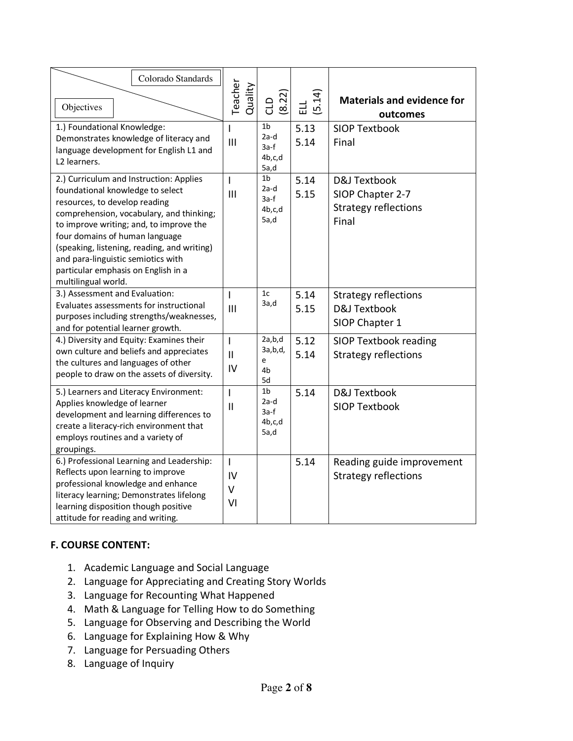| Colorado Standards / Objectives | Teacher Quality | CLD (8.22) | ELL (5.14) | **Materials and evidence for outcomes** |
|---|---|---|---|---|
| 1.) Foundational Knowledge: Demonstrates knowledge of literacy and language development for English L1 and L2 learners. | I<br>III | 1b<br>2a-d<br>3a-f<br>4b,c,d<br>5a,d | 5.13<br>5.14 | SIOP Textbook<br>Final |
| 2.) Curriculum and Instruction: Applies foundational knowledge to select resources, to develop reading comprehension, vocabulary, and thinking; to improve writing; and, to improve the four domains of human language (speaking, listening, reading, and writing) and para-linguistic semiotics with particular emphasis on English in a multilingual world. | I<br>III | 1b<br>2a-d<br>3a-f<br>4b,c,d<br>5a,d | 5.14<br>5.15 | D&J Textbook<br>SIOP Chapter 2-7<br>Strategy reflections<br>Final |
| 3.) Assessment and Evaluation: Evaluates assessments for instructional purposes including strengths/weaknesses, and for potential learner growth. | I<br>III | 1c<br>3a,d | 5.14<br>5.15 | Strategy reflections<br>D&J Textbook<br>SIOP Chapter 1 |
| 4.) Diversity and Equity: Examines their own culture and beliefs and appreciates the cultures and languages of other people to draw on the assets of diversity. | I<br>II<br>IV | 2a,b,d<br>3a,b,d,e<br>4b<br>5d | 5.12<br>5.14 | SIOP Textbook reading<br>Strategy reflections |
| 5.) Learners and Literacy Environment: Applies knowledge of learner development and learning differences to create a literacy-rich environment that employs routines and a variety of groupings. | I<br>II | 1b<br>2a-d<br>3a-f<br>4b,c,d<br>5a,d | 5.14 | D&J Textbook<br>SIOP Textbook |
| 6.) Professional Learning and Leadership: Reflects upon learning to improve professional knowledge and enhance literacy learning; Demonstrates lifelong learning disposition though positive attitude for reading and writing. | I<br>IV<br>V<br>VI | | 5.14 | Reading guide improvement<br>Strategy reflections |

## F. COURSE CONTENT:

1. Academic Language and Social Language
2. Language for Appreciating and Creating Story Worlds
3. Language for Recounting What Happened
4. Math & Language for Telling How to do Something
5. Language for Observing and Describing the World
6. Language for Explaining How & Why
7. Language for Persuading Others
8. Language of Inquiry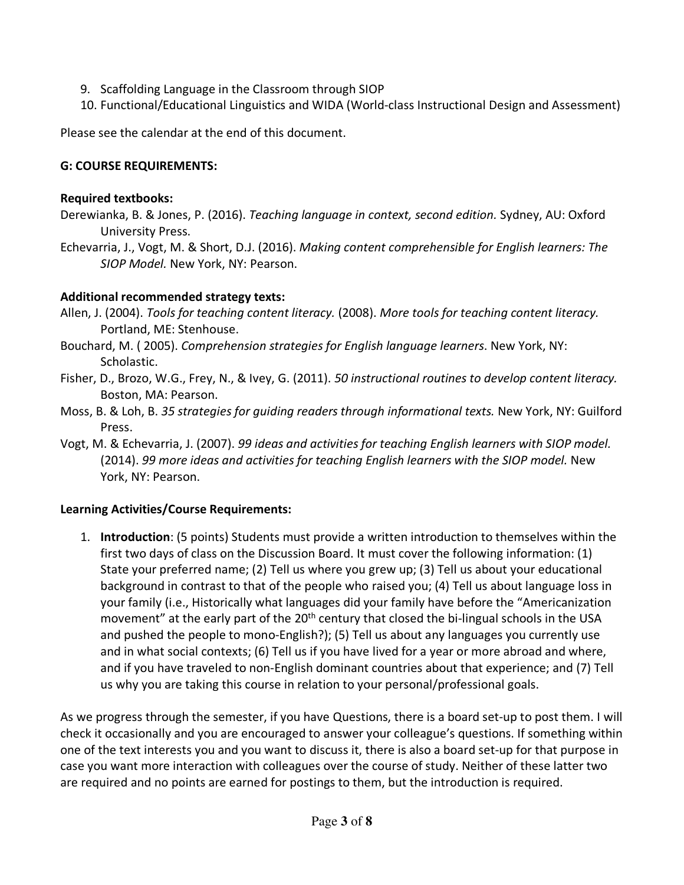9. Scaffolding Language in the Classroom through SIOP
10. Functional/Educational Linguistics and WIDA (World-class Instructional Design and Assessment)

Please see the calendar at the end of this document.

**G: COURSE REQUIREMENTS:**

**Required textbooks:**

Derewianka, B. & Jones, P. (2016). *Teaching language in context, second edition.* Sydney, AU: Oxford University Press.

Echevarria, J., Vogt, M. & Short, D.J. (2016). *Making content comprehensible for English learners: The SIOP Model.* New York, NY: Pearson.

**Additional recommended strategy texts:**

Allen, J. (2004). *Tools for teaching content literacy.* (2008). *More tools for teaching content literacy.* Portland, ME: Stenhouse.

Bouchard, M. ( 2005). *Comprehension strategies for English language learners*. New York, NY: Scholastic.

Fisher, D., Brozo, W.G., Frey, N., & Ivey, G. (2011). *50 instructional routines to develop content literacy.* Boston, MA: Pearson.

Moss, B. & Loh, B. *35 strategies for guiding readers through informational texts.* New York, NY: Guilford Press.

Vogt, M. & Echevarria, J. (2007). *99 ideas and activities for teaching English learners with SIOP model.* (2014). *99 more ideas and activities for teaching English learners with the SIOP model.* New York, NY: Pearson.

**Learning Activities/Course Requirements:**

1. **Introduction**: (5 points) Students must provide a written introduction to themselves within the first two days of class on the Discussion Board. It must cover the following information: (1) State your preferred name; (2) Tell us where you grew up; (3) Tell us about your educational background in contrast to that of the people who raised you; (4) Tell us about language loss in your family (i.e., Historically what languages did your family have before the "Americanization movement" at the early part of the 20th century that closed the bi-lingual schools in the USA and pushed the people to mono-English?); (5) Tell us about any languages you currently use and in what social contexts; (6) Tell us if you have lived for a year or more abroad and where, and if you have traveled to non-English dominant countries about that experience; and (7) Tell us why you are taking this course in relation to your personal/professional goals.

As we progress through the semester, if you have Questions, there is a board set-up to post them. I will check it occasionally and you are encouraged to answer your colleague's questions. If something within one of the text interests you and you want to discuss it, there is also a board set-up for that purpose in case you want more interaction with colleagues over the course of study. Neither of these latter two are required and no points are earned for postings to them, but the introduction is required.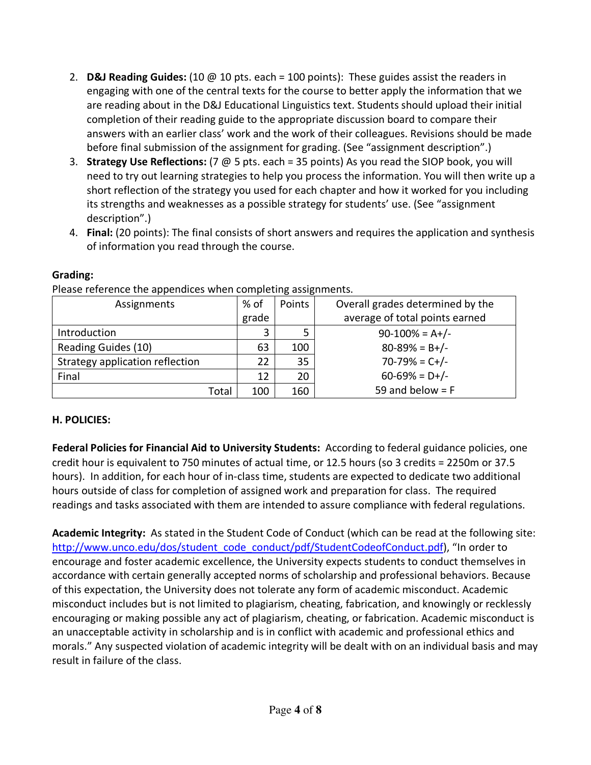2. **D&J Reading Guides:** (10 @ 10 pts. each = 100 points): These guides assist the readers in engaging with one of the central texts for the course to better apply the information that we are reading about in the D&J Educational Linguistics text. Students should upload their initial completion of their reading guide to the appropriate discussion board to compare their answers with an earlier class' work and the work of their colleagues. Revisions should be made before final submission of the assignment for grading. (See "assignment description".)
3. **Strategy Use Reflections:** (7 @ 5 pts. each = 35 points) As you read the SIOP book, you will need to try out learning strategies to help you process the information. You will then write up a short reflection of the strategy you used for each chapter and how it worked for you including its strengths and weaknesses as a possible strategy for students' use. (See "assignment description".)
4. **Final:** (20 points): The final consists of short answers and requires the application and synthesis of information you read through the course.

**Grading:**

Please reference the appendices when completing assignments.

| Assignments | % of grade | Points | Overall grades determined by the average of total points earned |
|---|---|---|---|
| Introduction | 3 | 5 | 90-100% = A+/- |
| Reading Guides (10) | 63 | 100 | 80-89% = B+/- |
| Strategy application reflection | 22 | 35 | 70-79% = C+/- |
| Final | 12 | 20 | 60-69% = D+/- |
| Total | 100 | 160 | 59 and below = F |

**H. POLICIES:**

**Federal Policies for Financial Aid to University Students:** According to federal guidance policies, one credit hour is equivalent to 750 minutes of actual time, or 12.5 hours (so 3 credits = 2250m or 37.5 hours). In addition, for each hour of in-class time, students are expected to dedicate two additional hours outside of class for completion of assigned work and preparation for class. The required readings and tasks associated with them are intended to assure compliance with federal regulations.

**Academic Integrity:** As stated in the Student Code of Conduct (which can be read at the following site: http://www.unco.edu/dos/student_code_conduct/pdf/StudentCodeofConduct.pdf), "In order to encourage and foster academic excellence, the University expects students to conduct themselves in accordance with certain generally accepted norms of scholarship and professional behaviors. Because of this expectation, the University does not tolerate any form of academic misconduct. Academic misconduct includes but is not limited to plagiarism, cheating, fabrication, and knowingly or recklessly encouraging or making possible any act of plagiarism, cheating, or fabrication. Academic misconduct is an unacceptable activity in scholarship and is in conflict with academic and professional ethics and morals." Any suspected violation of academic integrity will be dealt with on an individual basis and may result in failure of the class.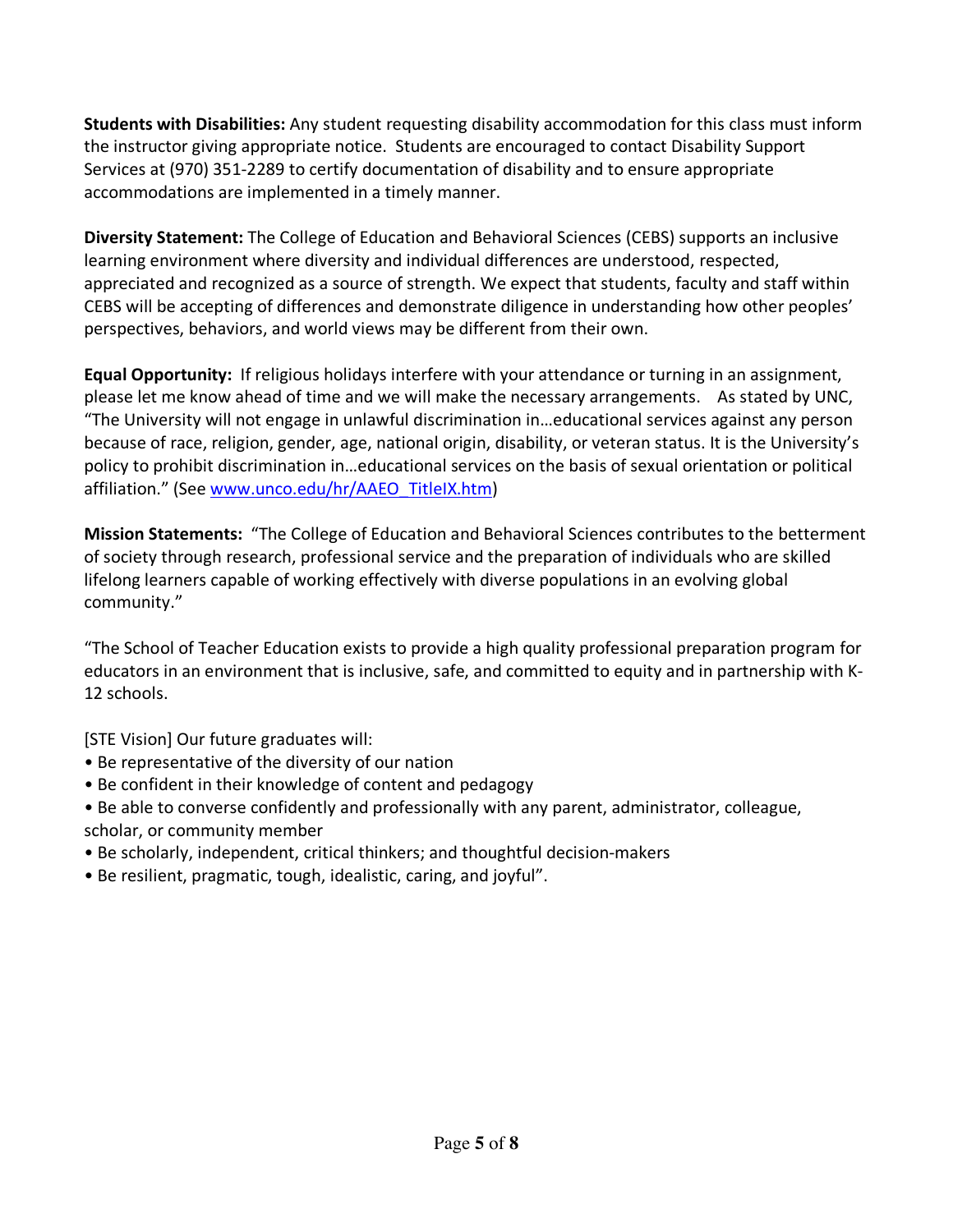**Students with Disabilities:** Any student requesting disability accommodation for this class must inform the instructor giving appropriate notice. Students are encouraged to contact Disability Support Services at (970) 351-2289 to certify documentation of disability and to ensure appropriate accommodations are implemented in a timely manner.

**Diversity Statement:** The College of Education and Behavioral Sciences (CEBS) supports an inclusive learning environment where diversity and individual differences are understood, respected, appreciated and recognized as a source of strength. We expect that students, faculty and staff within CEBS will be accepting of differences and demonstrate diligence in understanding how other peoples' perspectives, behaviors, and world views may be different from their own.

**Equal Opportunity:** If religious holidays interfere with your attendance or turning in an assignment, please let me know ahead of time and we will make the necessary arrangements. As stated by UNC, "The University will not engage in unlawful discrimination in…educational services against any person because of race, religion, gender, age, national origin, disability, or veteran status. It is the University's policy to prohibit discrimination in…educational services on the basis of sexual orientation or political affiliation." (See [www.unco.edu/hr/AAEO_TitleIX.htm](www.unco.edu/hr/AAEO_TitleIX.htm))

**Mission Statements:** "The College of Education and Behavioral Sciences contributes to the betterment of society through research, professional service and the preparation of individuals who are skilled lifelong learners capable of working effectively with diverse populations in an evolving global community."

"The School of Teacher Education exists to provide a high quality professional preparation program for educators in an environment that is inclusive, safe, and committed to equity and in partnership with K-12 schools.

[STE Vision] Our future graduates will:

- Be representative of the diversity of our nation
- Be confident in their knowledge of content and pedagogy
- Be able to converse confidently and professionally with any parent, administrator, colleague, scholar, or community member
- Be scholarly, independent, critical thinkers; and thoughtful decision-makers
- Be resilient, pragmatic, tough, idealistic, caring, and joyful".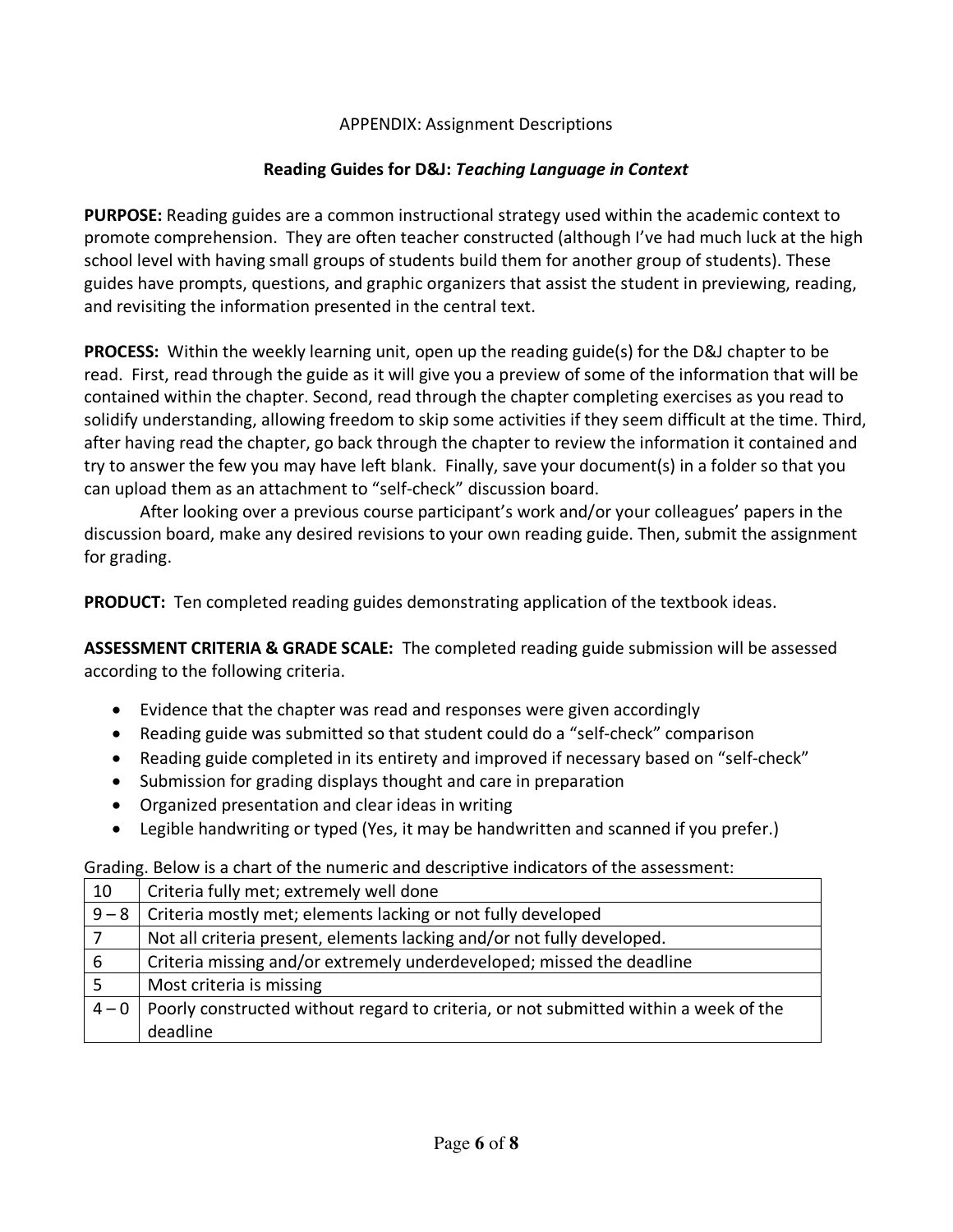APPENDIX: Assignment Descriptions

## Reading Guides for D&J: *Teaching Language in Context*

**PURPOSE:** Reading guides are a common instructional strategy used within the academic context to promote comprehension. They are often teacher constructed (although I've had much luck at the high school level with having small groups of students build them for another group of students). These guides have prompts, questions, and graphic organizers that assist the student in previewing, reading, and revisiting the information presented in the central text.

**PROCESS:** Within the weekly learning unit, open up the reading guide(s) for the D&J chapter to be read. First, read through the guide as it will give you a preview of some of the information that will be contained within the chapter. Second, read through the chapter completing exercises as you read to solidify understanding, allowing freedom to skip some activities if they seem difficult at the time. Third, after having read the chapter, go back through the chapter to review the information it contained and try to answer the few you may have left blank. Finally, save your document(s) in a folder so that you can upload them as an attachment to "self-check" discussion board.

After looking over a previous course participant's work and/or your colleagues' papers in the discussion board, make any desired revisions to your own reading guide. Then, submit the assignment for grading.

**PRODUCT:** Ten completed reading guides demonstrating application of the textbook ideas.

**ASSESSMENT CRITERIA & GRADE SCALE:** The completed reading guide submission will be assessed according to the following criteria.

- Evidence that the chapter was read and responses were given accordingly
- Reading guide was submitted so that student could do a "self-check" comparison
- Reading guide completed in its entirety and improved if necessary based on "self-check"
- Submission for grading displays thought and care in preparation
- Organized presentation and clear ideas in writing
- Legible handwriting or typed (Yes, it may be handwritten and scanned if you prefer.)

Grading. Below is a chart of the numeric and descriptive indicators of the assessment:

| Score | Description |
|---|---|
| 10 | Criteria fully met; extremely well done |
| 9 – 8 | Criteria mostly met; elements lacking or not fully developed |
| 7 | Not all criteria present, elements lacking and/or not fully developed. |
| 6 | Criteria missing and/or extremely underdeveloped; missed the deadline |
| 5 | Most criteria is missing |
| 4 – 0 | Poorly constructed without regard to criteria, or not submitted within a week of the deadline |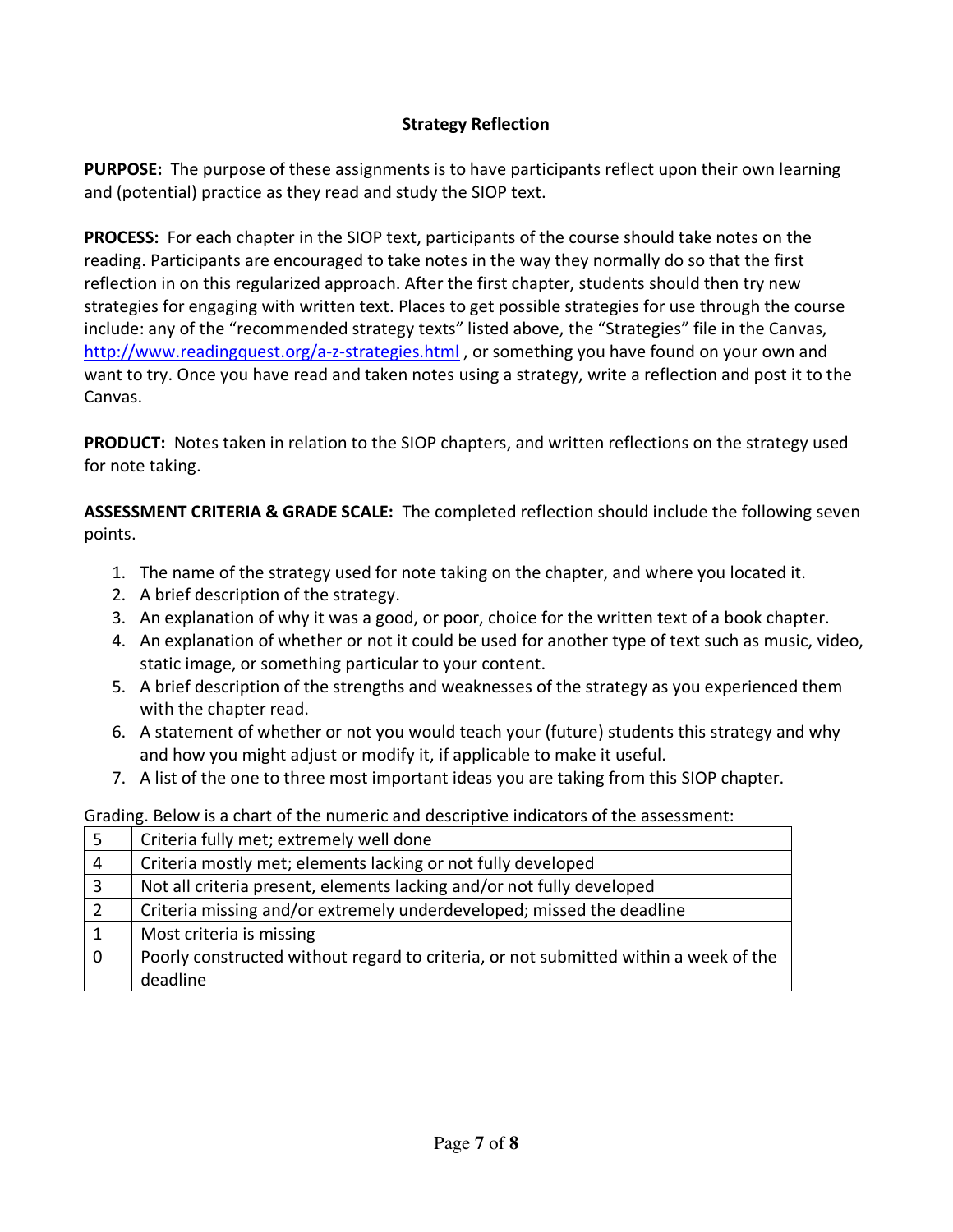## Strategy Reflection

**PURPOSE:** The purpose of these assignments is to have participants reflect upon their own learning and (potential) practice as they read and study the SIOP text.

**PROCESS:** For each chapter in the SIOP text, participants of the course should take notes on the reading. Participants are encouraged to take notes in the way they normally do so that the first reflection in on this regularized approach. After the first chapter, students should then try new strategies for engaging with written text. Places to get possible strategies for use through the course include: any of the "recommended strategy texts" listed above, the "Strategies" file in the Canvas, http://www.readingquest.org/a-z-strategies.html , or something you have found on your own and want to try. Once you have read and taken notes using a strategy, write a reflection and post it to the Canvas.

**PRODUCT:** Notes taken in relation to the SIOP chapters, and written reflections on the strategy used for note taking.

**ASSESSMENT CRITERIA & GRADE SCALE:** The completed reflection should include the following seven points.

1. The name of the strategy used for note taking on the chapter, and where you located it.
2. A brief description of the strategy.
3. An explanation of why it was a good, or poor, choice for the written text of a book chapter.
4. An explanation of whether or not it could be used for another type of text such as music, video, static image, or something particular to your content.
5. A brief description of the strengths and weaknesses of the strategy as you experienced them with the chapter read.
6. A statement of whether or not you would teach your (future) students this strategy and why and how you might adjust or modify it, if applicable to make it useful.
7. A list of the one to three most important ideas you are taking from this SIOP chapter.

Grading. Below is a chart of the numeric and descriptive indicators of the assessment:

| | |
|---|---|
| 5 | Criteria fully met; extremely well done |
| 4 | Criteria mostly met; elements lacking or not fully developed |
| 3 | Not all criteria present, elements lacking and/or not fully developed |
| 2 | Criteria missing and/or extremely underdeveloped; missed the deadline |
| 1 | Most criteria is missing |
| 0 | Poorly constructed without regard to criteria, or not submitted within a week of the deadline |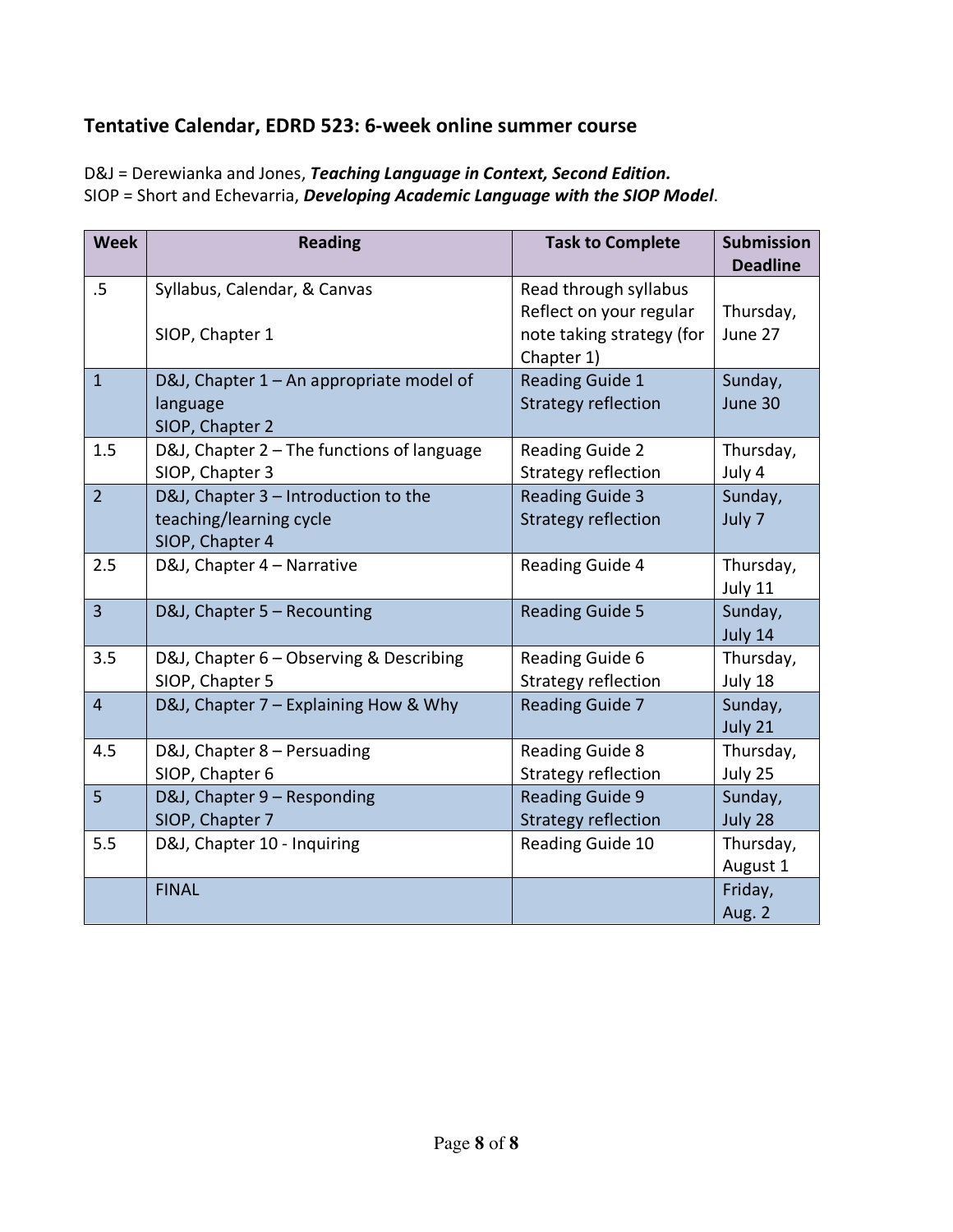## Tentative Calendar, EDRD 523: 6-week online summer course

D&J = Derewianka and Jones, ***Teaching Language in Context, Second Edition.***
SIOP = Short and Echevarria, ***Developing Academic Language with the SIOP Model***.

| Week | Reading | Task to Complete | Submission Deadline |
|---|---|---|---|
| .5 | Syllabus, Calendar, & Canvas<br><br>SIOP, Chapter 1 | Read through syllabus<br>Reflect on your regular note taking strategy (for Chapter 1) | Thursday, June 27 |
| 1 | D&J, Chapter 1 – An appropriate model of language<br>SIOP, Chapter 2 | Reading Guide 1<br>Strategy reflection | Sunday, June 30 |
| 1.5 | D&J, Chapter 2 – The functions of language<br>SIOP, Chapter 3 | Reading Guide 2<br>Strategy reflection | Thursday, July 4 |
| 2 | D&J, Chapter 3 – Introduction to the teaching/learning cycle<br>SIOP, Chapter 4 | Reading Guide 3<br>Strategy reflection | Sunday, July 7 |
| 2.5 | D&J, Chapter 4 – Narrative | Reading Guide 4 | Thursday, July 11 |
| 3 | D&J, Chapter 5 – Recounting | Reading Guide 5 | Sunday, July 14 |
| 3.5 | D&J, Chapter 6 – Observing & Describing<br>SIOP, Chapter 5 | Reading Guide 6<br>Strategy reflection | Thursday, July 18 |
| 4 | D&J, Chapter 7 – Explaining How & Why | Reading Guide 7 | Sunday, July 21 |
| 4.5 | D&J, Chapter 8 – Persuading<br>SIOP, Chapter 6 | Reading Guide 8<br>Strategy reflection | Thursday, July 25 |
| 5 | D&J, Chapter 9 – Responding<br>SIOP, Chapter 7 | Reading Guide 9<br>Strategy reflection | Sunday, July 28 |
| 5.5 | D&J, Chapter 10 - Inquiring | Reading Guide 10 | Thursday, August 1 |
| | FINAL | | Friday, Aug. 2 |